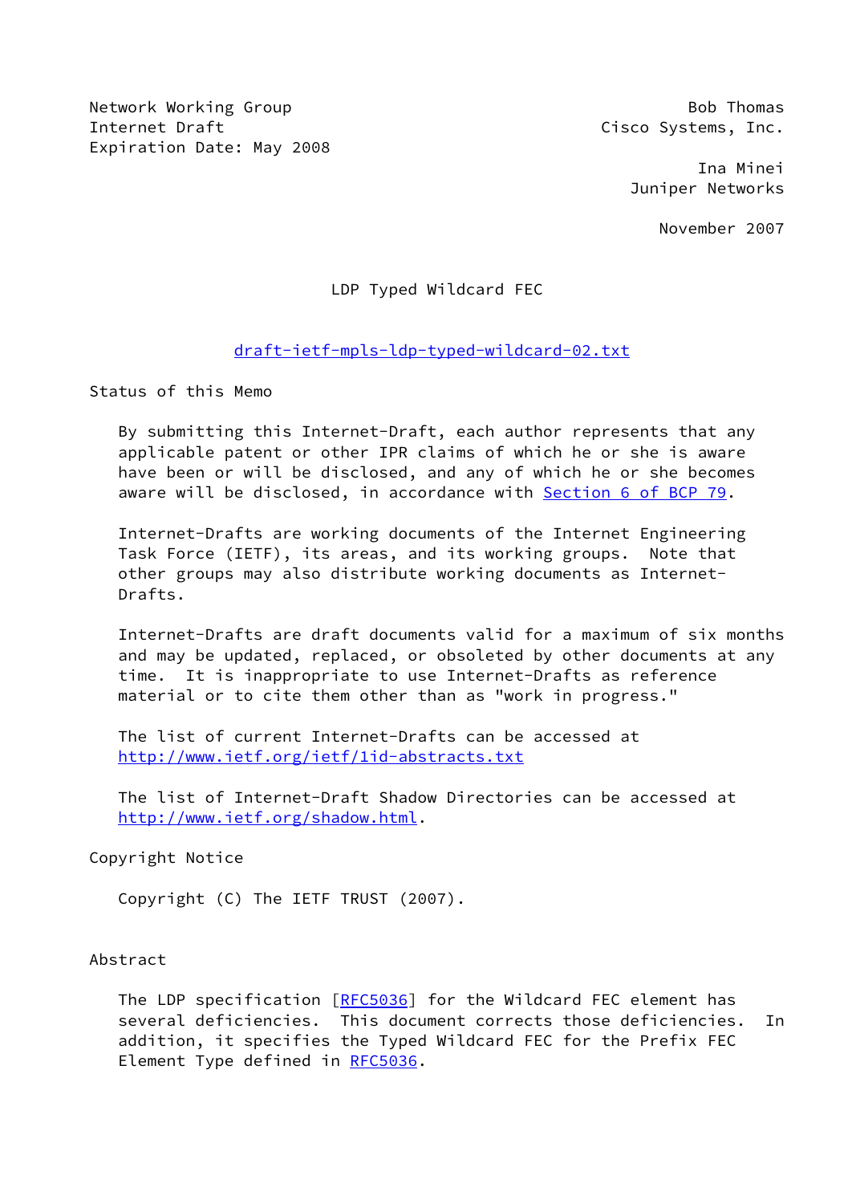Network Working Group                                         Bob Thomas
Internet Draft                                       Cisco Systems, Inc.
Expiration Date: May 2008

Ina Minei
Juniper Networks

November 2007

# LDP Typed Wildcard FEC

draft-ietf-mpls-ldp-typed-wildcard-02.txt

## Status of this Memo

By submitting this Internet-Draft, each author represents that any applicable patent or other IPR claims of which he or she is aware have been or will be disclosed, and any of which he or she becomes aware will be disclosed, in accordance with Section 6 of BCP 79.

Internet-Drafts are working documents of the Internet Engineering Task Force (IETF), its areas, and its working groups. Note that other groups may also distribute working documents as Internet-Drafts.

Internet-Drafts are draft documents valid for a maximum of six months and may be updated, replaced, or obsoleted by other documents at any time. It is inappropriate to use Internet-Drafts as reference material or to cite them other than as "work in progress."

The list of current Internet-Drafts can be accessed at http://www.ietf.org/ietf/1id-abstracts.txt

The list of Internet-Draft Shadow Directories can be accessed at http://www.ietf.org/shadow.html.

## Copyright Notice

Copyright (C) The IETF TRUST (2007).

## Abstract

The LDP specification [RFC5036] for the Wildcard FEC element has several deficiencies. This document corrects those deficiencies. In addition, it specifies the Typed Wildcard FEC for the Prefix FEC Element Type defined in RFC5036.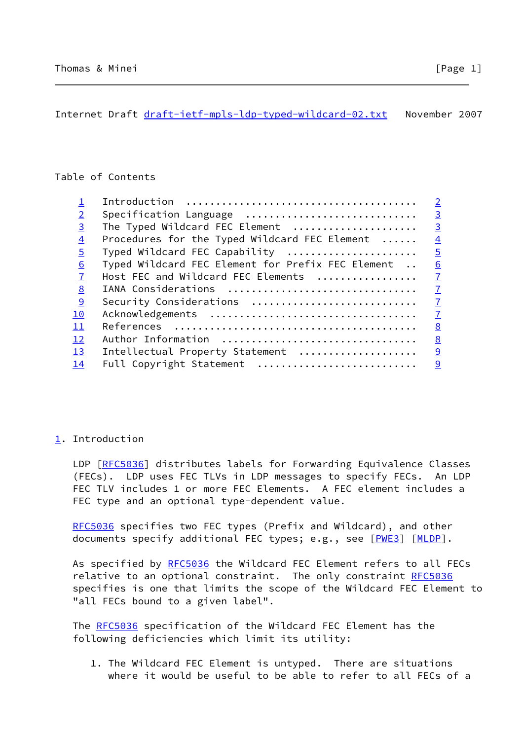Internet Draft draft-ietf-mpls-ldp-typed-wildcard-02.txt   November 2007

Table of Contents

| | | |
|---|---|---|
| 1 | Introduction | 2 |
| 2 | Specification Language | 3 |
| 3 | The Typed Wildcard FEC Element | 3 |
| 4 | Procedures for the Typed Wildcard FEC Element | 4 |
| 5 | Typed Wildcard FEC Capability | 5 |
| 6 | Typed Wildcard FEC Element for Prefix FEC Element | 6 |
| 7 | Host FEC and Wildcard FEC Elements | 7 |
| 8 | IANA Considerations | 7 |
| 9 | Security Considerations | 7 |
| 10 | Acknowledgements | 7 |
| 11 | References | 8 |
| 12 | Author Information | 8 |
| 13 | Intellectual Property Statement | 9 |
| 14 | Full Copyright Statement | 9 |

## 1. Introduction

LDP [RFC5036] distributes labels for Forwarding Equivalence Classes (FECs). LDP uses FEC TLVs in LDP messages to specify FECs. An LDP FEC TLV includes 1 or more FEC Elements. A FEC element includes a FEC type and an optional type-dependent value.

RFC5036 specifies two FEC types (Prefix and Wildcard), and other documents specify additional FEC types; e.g., see [PWE3] [MLDP].

As specified by RFC5036 the Wildcard FEC Element refers to all FECs relative to an optional constraint. The only constraint RFC5036 specifies is one that limits the scope of the Wildcard FEC Element to "all FECs bound to a given label".

The RFC5036 specification of the Wildcard FEC Element has the following deficiencies which limit its utility:

1. The Wildcard FEC Element is untyped. There are situations where it would be useful to be able to refer to all FECs of a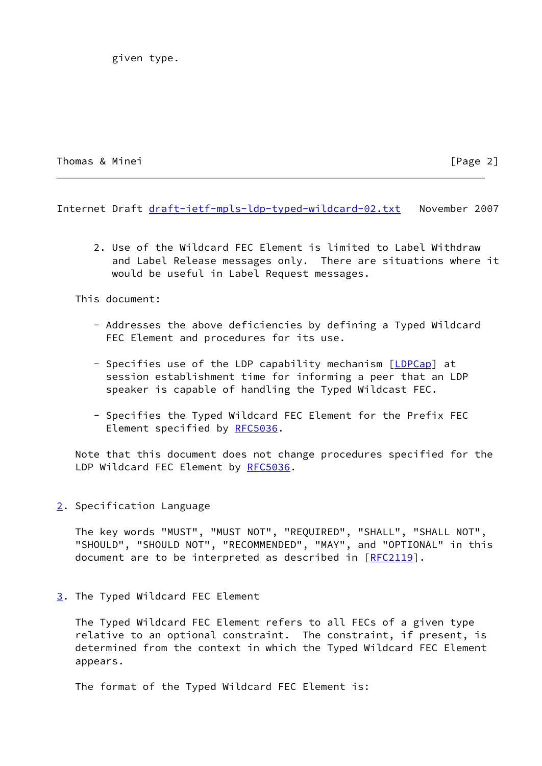given type.

2. Use of the Wildcard FEC Element is limited to Label Withdraw and Label Release messages only. There are situations where it would be useful in Label Request messages.

This document:

- Addresses the above deficiencies by defining a Typed Wildcard FEC Element and procedures for its use.

- Specifies use of the LDP capability mechanism [LDPCap] at session establishment time for informing a peer that an LDP speaker is capable of handling the Typed Wildcast FEC.

- Specifies the Typed Wildcard FEC Element for the Prefix FEC Element specified by RFC5036.

Note that this document does not change procedures specified for the LDP Wildcard FEC Element by RFC5036.

## 2. Specification Language

The key words "MUST", "MUST NOT", "REQUIRED", "SHALL", "SHALL NOT", "SHOULD", "SHOULD NOT", "RECOMMENDED", "MAY", and "OPTIONAL" in this document are to be interpreted as described in [RFC2119].

## 3. The Typed Wildcard FEC Element

The Typed Wildcard FEC Element refers to all FECs of a given type relative to an optional constraint. The constraint, if present, is determined from the context in which the Typed Wildcard FEC Element appears.

The format of the Typed Wildcard FEC Element is: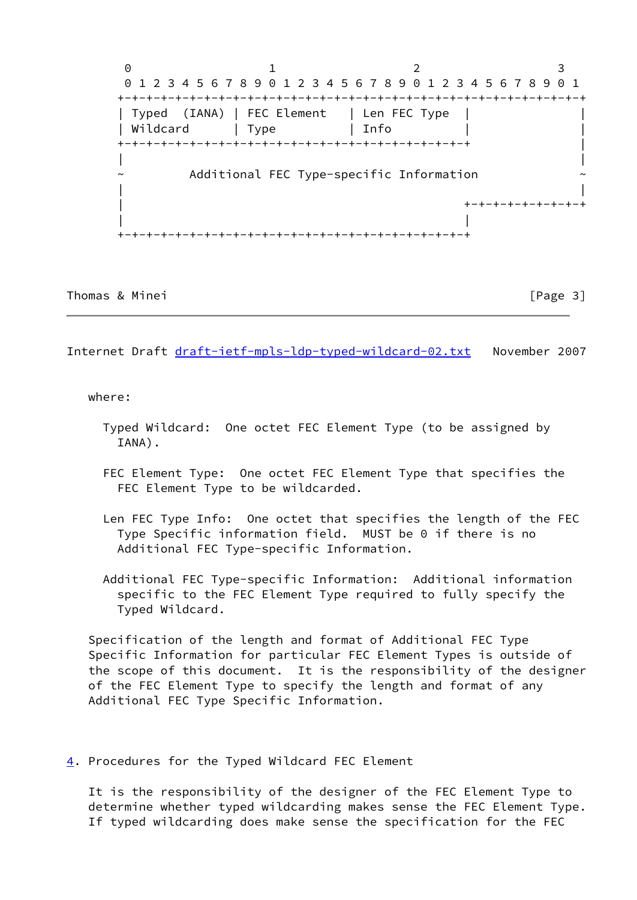```
    0                   1                   2                   3
    0 1 2 3 4 5 6 7 8 9 0 1 2 3 4 5 6 7 8 9 0 1 2 3 4 5 6 7 8 9 0 1
   +-+-+-+-+-+-+-+-+-+-+-+-+-+-+-+-+-+-+-+-+-+-+-+-+-+-+-+-+-+-+-+-+
   | Typed  (IANA) | FEC Element   | Len FEC Type  |               |
   | Wildcard      | Type          | Info          |               |
   +-+-+-+-+-+-+-+-+-+-+-+-+-+-+-+-+-+-+-+-+-+-+-+-+               |
   |                                                               |
   ~         Additional FEC Type-specific Information              ~
   |                                                               |
   |                                               +-+-+-+-+-+-+-+-+
   |                                               |
   +-+-+-+-+-+-+-+-+-+-+-+-+-+-+-+-+-+-+-+-+-+-+-+-+
```

where:

Typed Wildcard: One octet FEC Element Type (to be assigned by IANA).

FEC Element Type: One octet FEC Element Type that specifies the FEC Element Type to be wildcarded.

Len FEC Type Info: One octet that specifies the length of the FEC Type Specific information field. MUST be 0 if there is no Additional FEC Type-specific Information.

Additional FEC Type-specific Information: Additional information specific to the FEC Element Type required to fully specify the Typed Wildcard.

Specification of the length and format of Additional FEC Type Specific Information for particular FEC Element Types is outside of the scope of this document. It is the responsibility of the designer of the FEC Element Type to specify the length and format of any Additional FEC Type Specific Information.

## 4. Procedures for the Typed Wildcard FEC Element

It is the responsibility of the designer of the FEC Element Type to determine whether typed wildcarding makes sense the FEC Element Type. If typed wildcarding does make sense the specification for the FEC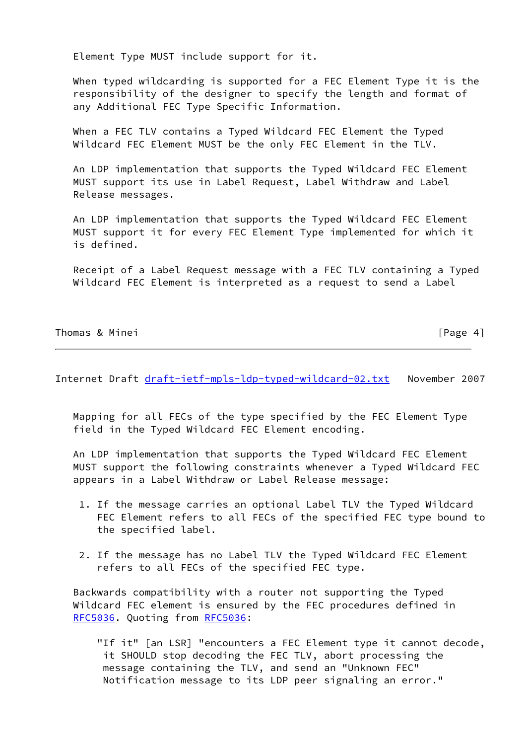Element Type MUST include support for it.

When typed wildcarding is supported for a FEC Element Type it is the responsibility of the designer to specify the length and format of any Additional FEC Type Specific Information.

When a FEC TLV contains a Typed Wildcard FEC Element the Typed Wildcard FEC Element MUST be the only FEC Element in the TLV.

An LDP implementation that supports the Typed Wildcard FEC Element MUST support its use in Label Request, Label Withdraw and Label Release messages.

An LDP implementation that supports the Typed Wildcard FEC Element MUST support it for every FEC Element Type implemented for which it is defined.

Receipt of a Label Request message with a FEC TLV containing a Typed Wildcard FEC Element is interpreted as a request to send a Label Mapping for all FECs of the type specified by the FEC Element Type field in the Typed Wildcard FEC Element encoding.

An LDP implementation that supports the Typed Wildcard FEC Element MUST support the following constraints whenever a Typed Wildcard FEC appears in a Label Withdraw or Label Release message:

1. If the message carries an optional Label TLV the Typed Wildcard FEC Element refers to all FECs of the specified FEC type bound to the specified label.

2. If the message has no Label TLV the Typed Wildcard FEC Element refers to all FECs of the specified FEC type.

Backwards compatibility with a router not supporting the Typed Wildcard FEC element is ensured by the FEC procedures defined in RFC5036. Quoting from RFC5036:

> "If it" [an LSR] "encounters a FEC Element type it cannot decode, it SHOULD stop decoding the FEC TLV, abort processing the message containing the TLV, and send an "Unknown FEC" Notification message to its LDP peer signaling an error."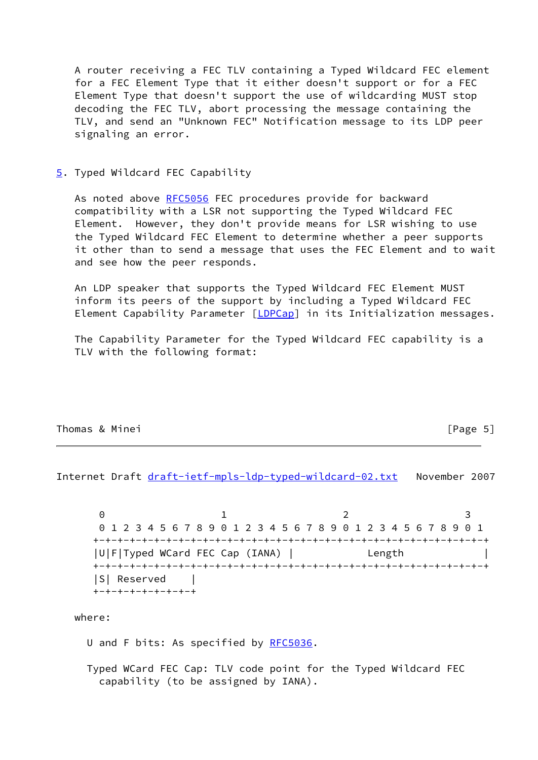A router receiving a FEC TLV containing a Typed Wildcard FEC element for a FEC Element Type that it either doesn't support or for a FEC Element Type that doesn't support the use of wildcarding MUST stop decoding the FEC TLV, abort processing the message containing the TLV, and send an "Unknown FEC" Notification message to its LDP peer signaling an error.

## 5. Typed Wildcard FEC Capability

As noted above RFC5056 FEC procedures provide for backward compatibility with a LSR not supporting the Typed Wildcard FEC Element. However, they don't provide means for LSR wishing to use the Typed Wildcard FEC Element to determine whether a peer supports it other than to send a message that uses the FEC Element and to wait and see how the peer responds.

An LDP speaker that supports the Typed Wildcard FEC Element MUST inform its peers of the support by including a Typed Wildcard FEC Element Capability Parameter [LDPCap] in its Initialization messages.

The Capability Parameter for the Typed Wildcard FEC capability is a TLV with the following format:

```
 0                   1                   2                   3
 0 1 2 3 4 5 6 7 8 9 0 1 2 3 4 5 6 7 8 9 0 1 2 3 4 5 6 7 8 9 0 1
+-+-+-+-+-+-+-+-+-+-+-+-+-+-+-+-+-+-+-+-+-+-+-+-+-+-+-+-+-+-+-+-+
|U|F|Typed WCard FEC Cap (IANA) |            Length             |
+-+-+-+-+-+-+-+-+-+-+-+-+-+-+-+-+-+-+-+-+-+-+-+-+-+-+-+-+-+-+-+-+
|S| Reserved    |
+-+-+-+-+-+-+-+-+
```

where:

U and F bits: As specified by RFC5036.

Typed WCard FEC Cap: TLV code point for the Typed Wildcard FEC capability (to be assigned by IANA).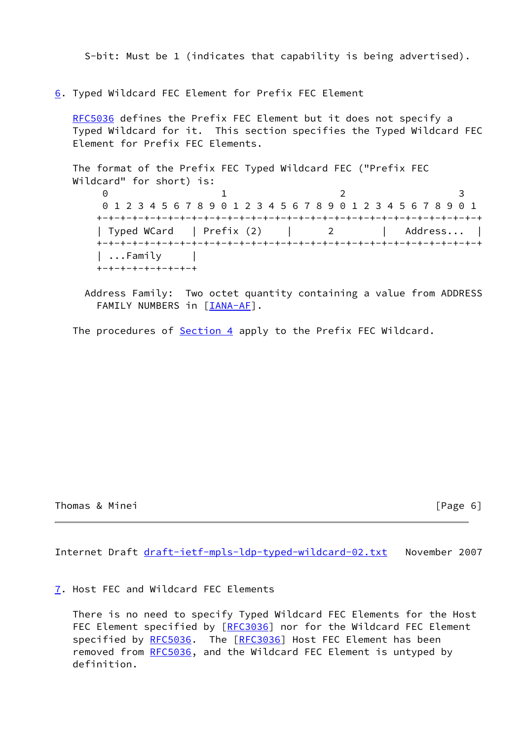S-bit: Must be 1 (indicates that capability is being advertised).

## 6. Typed Wildcard FEC Element for Prefix FEC Element

RFC5036 defines the Prefix FEC Element but it does not specify a Typed Wildcard for it. This section specifies the Typed Wildcard FEC Element for Prefix FEC Elements.

The format of the Prefix FEC Typed Wildcard FEC ("Prefix FEC Wildcard" for short) is:

```
 0                   1                   2                   3
 0 1 2 3 4 5 6 7 8 9 0 1 2 3 4 5 6 7 8 9 0 1 2 3 4 5 6 7 8 9 0 1
+-+-+-+-+-+-+-+-+-+-+-+-+-+-+-+-+-+-+-+-+-+-+-+-+-+-+-+-+-+-+-+-+
| Typed WCard   | Prefix (2)    |       2       |   Address...  |
+-+-+-+-+-+-+-+-+-+-+-+-+-+-+-+-+-+-+-+-+-+-+-+-+-+-+-+-+-+-+-+-+
| ...Family     |
+-+-+-+-+-+-+-+-+
```

Address Family: Two octet quantity containing a value from ADDRESS FAMILY NUMBERS in [IANA-AF].

The procedures of Section 4 apply to the Prefix FEC Wildcard.

## 7. Host FEC and Wildcard FEC Elements

There is no need to specify Typed Wildcard FEC Elements for the Host FEC Element specified by [RFC3036] nor for the Wildcard FEC Element specified by RFC5036. The [RFC3036] Host FEC Element has been removed from RFC5036, and the Wildcard FEC Element is untyped by definition.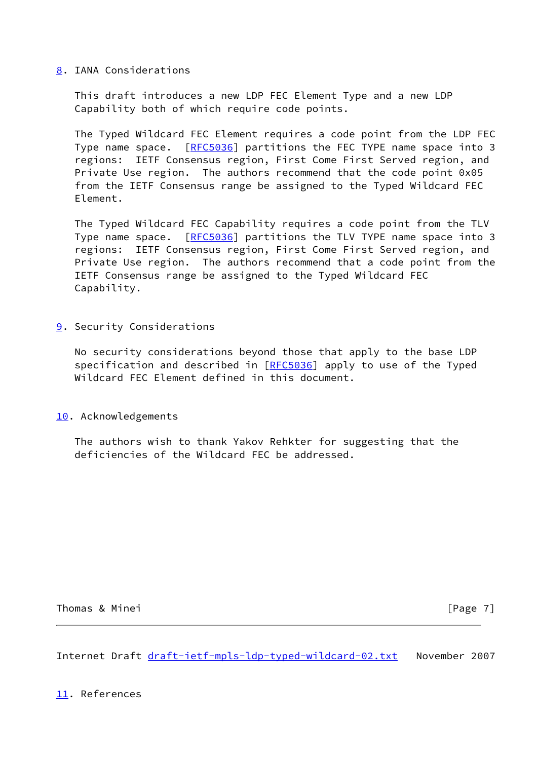## 8. IANA Considerations

This draft introduces a new LDP FEC Element Type and a new LDP Capability both of which require code points.

The Typed Wildcard FEC Element requires a code point from the LDP FEC Type name space. [RFC5036] partitions the FEC TYPE name space into 3 regions: IETF Consensus region, First Come First Served region, and Private Use region. The authors recommend that the code point 0x05 from the IETF Consensus range be assigned to the Typed Wildcard FEC Element.

The Typed Wildcard FEC Capability requires a code point from the TLV Type name space. [RFC5036] partitions the TLV TYPE name space into 3 regions: IETF Consensus region, First Come First Served region, and Private Use region. The authors recommend that a code point from the IETF Consensus range be assigned to the Typed Wildcard FEC Capability.

## 9. Security Considerations

No security considerations beyond those that apply to the base LDP specification and described in [RFC5036] apply to use of the Typed Wildcard FEC Element defined in this document.

## 10. Acknowledgements

The authors wish to thank Yakov Rehkter for suggesting that the deficiencies of the Wildcard FEC be addressed.

## 11. References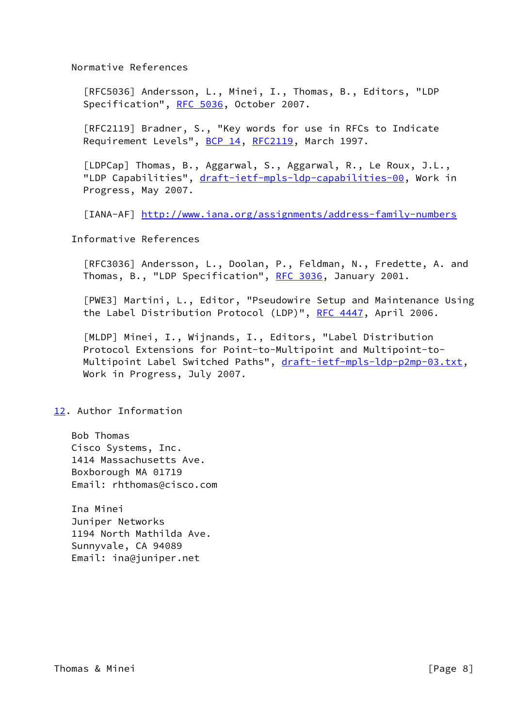### Normative References

[RFC5036] Andersson, L., Minei, I., Thomas, B., Editors, "LDP Specification", RFC 5036, October 2007.

[RFC2119] Bradner, S., "Key words for use in RFCs to Indicate Requirement Levels", BCP 14, RFC2119, March 1997.

[LDPCap] Thomas, B., Aggarwal, S., Aggarwal, R., Le Roux, J.L., "LDP Capabilities", draft-ietf-mpls-ldp-capabilities-00, Work in Progress, May 2007.

[IANA-AF] http://www.iana.org/assignments/address-family-numbers

### Informative References

[RFC3036] Andersson, L., Doolan, P., Feldman, N., Fredette, A. and Thomas, B., "LDP Specification", RFC 3036, January 2001.

[PWE3] Martini, L., Editor, "Pseudowire Setup and Maintenance Using the Label Distribution Protocol (LDP)", RFC 4447, April 2006.

[MLDP] Minei, I., Wijnands, I., Editors, "Label Distribution Protocol Extensions for Point-to-Multipoint and Multipoint-to-Multipoint Label Switched Paths", draft-ietf-mpls-ldp-p2mp-03.txt, Work in Progress, July 2007.

## 12. Author Information

Bob Thomas
Cisco Systems, Inc.
1414 Massachusetts Ave.
Boxborough MA 01719
Email: rhthomas@cisco.com

Ina Minei
Juniper Networks
1194 North Mathilda Ave.
Sunnyvale, CA 94089
Email: ina@juniper.net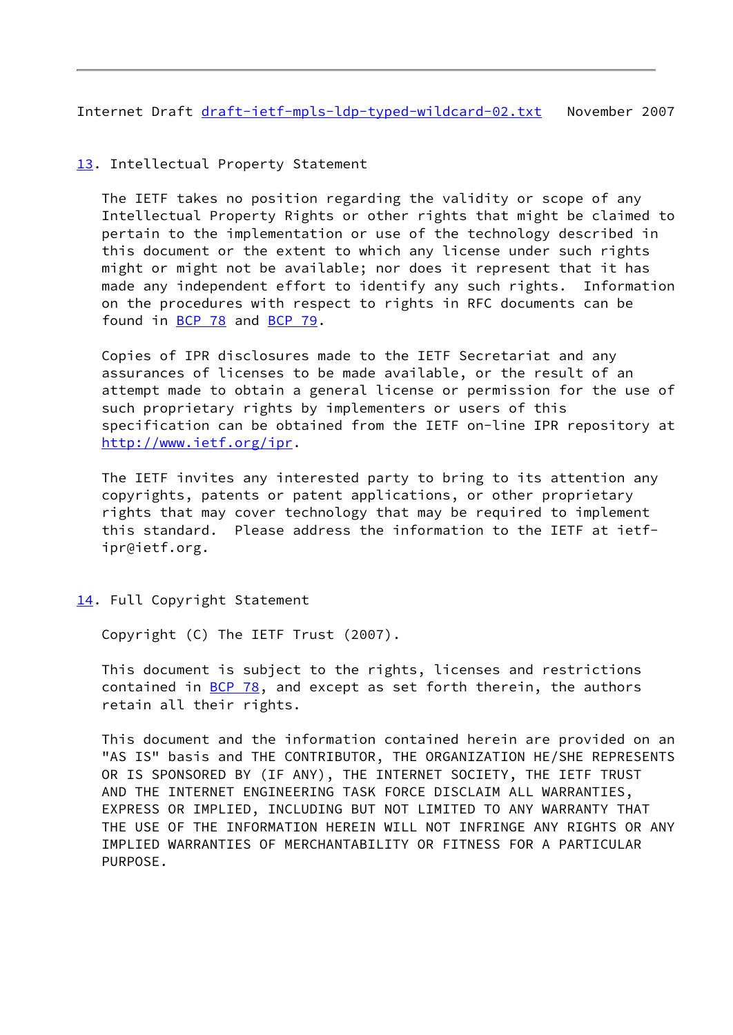## 13. Intellectual Property Statement

The IETF takes no position regarding the validity or scope of any Intellectual Property Rights or other rights that might be claimed to pertain to the implementation or use of the technology described in this document or the extent to which any license under such rights might or might not be available; nor does it represent that it has made any independent effort to identify any such rights. Information on the procedures with respect to rights in RFC documents can be found in BCP 78 and BCP 79.

Copies of IPR disclosures made to the IETF Secretariat and any assurances of licenses to be made available, or the result of an attempt made to obtain a general license or permission for the use of such proprietary rights by implementers or users of this specification can be obtained from the IETF on-line IPR repository at http://www.ietf.org/ipr.

The IETF invites any interested party to bring to its attention any copyrights, patents or patent applications, or other proprietary rights that may cover technology that may be required to implement this standard. Please address the information to the IETF at ietf-ipr@ietf.org.

## 14. Full Copyright Statement

Copyright (C) The IETF Trust (2007).

This document is subject to the rights, licenses and restrictions contained in BCP 78, and except as set forth therein, the authors retain all their rights.

This document and the information contained herein are provided on an "AS IS" basis and THE CONTRIBUTOR, THE ORGANIZATION HE/SHE REPRESENTS OR IS SPONSORED BY (IF ANY), THE INTERNET SOCIETY, THE IETF TRUST AND THE INTERNET ENGINEERING TASK FORCE DISCLAIM ALL WARRANTIES, EXPRESS OR IMPLIED, INCLUDING BUT NOT LIMITED TO ANY WARRANTY THAT THE USE OF THE INFORMATION HEREIN WILL NOT INFRINGE ANY RIGHTS OR ANY IMPLIED WARRANTIES OF MERCHANTABILITY OR FITNESS FOR A PARTICULAR PURPOSE.